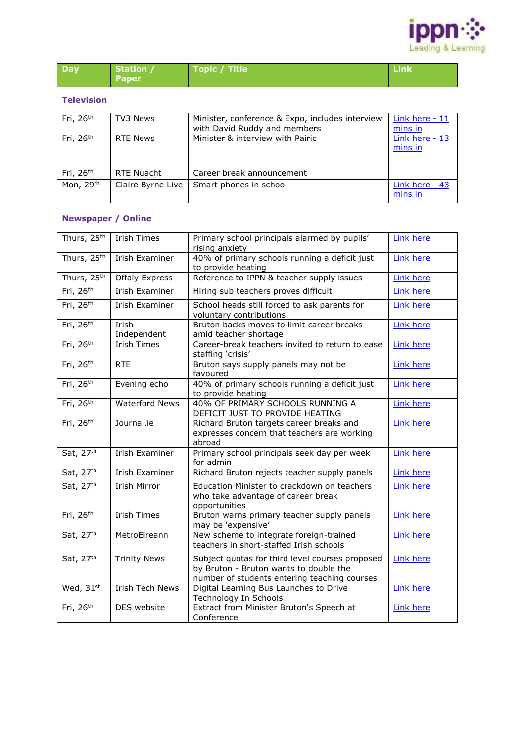| Day | Station / Paper | Topic / Title | Link |
|---|---|---|---|

### Television

| Day | Station / Paper | Topic / Title | Link |
|---|---|---|---|
| Fri, 26th | TV3 News | Minister, conference & Expo, includes interview with David Ruddy and members | Link here - 11 mins in |
| Fri, 26th | RTE News | Minister & interview with Pairic | Link here - 13 mins in |
| Fri, 26th | RTE Nuacht | Career break announcement | |
| Mon, 29th | Claire Byrne Live | Smart phones in school | Link here - 43 mins in |

### Newspaper / Online

| Day | Station / Paper | Topic / Title | Link |
|---|---|---|---|
| Thurs, 25th | Irish Times | Primary school principals alarmed by pupils' rising anxiety | Link here |
| Thurs, 25th | Irish Examiner | 40% of primary schools running a deficit just to provide heating | Link here |
| Thurs, 25th | Offaly Express | Reference to IPPN & teacher supply issues | Link here |
| Fri, 26th | Irish Examiner | Hiring sub teachers proves difficult | Link here |
| Fri, 26th | Irish Examiner | School heads still forced to ask parents for voluntary contributions | Link here |
| Fri, 26th | Irish Independent | Bruton backs moves to limit career breaks amid teacher shortage | Link here |
| Fri, 26th | Irish Times | Career-break teachers invited to return to ease staffing 'crisis' | Link here |
| Fri, 26th | RTE | Bruton says supply panels may not be favoured | Link here |
| Fri, 26th | Evening echo | 40% of primary schools running a deficit just to provide heating | Link here |
| Fri, 26th | Waterford News | 40% OF PRIMARY SCHOOLS RUNNING A DEFICIT JUST TO PROVIDE HEATING | Link here |
| Fri, 26th | Journal.ie | Richard Bruton targets career breaks and expresses concern that teachers are working abroad | Link here |
| Sat, 27th | Irish Examiner | Primary school principals seek day per week for admin | Link here |
| Sat, 27th | Irish Examiner | Richard Bruton rejects teacher supply panels | Link here |
| Sat, 27th | Irish Mirror | Education Minister to crackdown on teachers who take advantage of career break opportunities | Link here |
| Fri, 26th | Irish Times | Bruton warns primary teacher supply panels may be 'expensive' | Link here |
| Sat, 27th | MetroEireann | New scheme to integrate foreign-trained teachers in short-staffed Irish schools | Link here |
| Sat, 27th | Trinity News | Subject quotas for third level courses proposed by Bruton - Bruton wants to double the number of students entering teaching courses | Link here |
| Wed, 31st | Irish Tech News | Digital Learning Bus Launches to Drive Technology In Schools | Link here |
| Fri, 26th | DES website | Extract from Minister Bruton's Speech at Conference | Link here |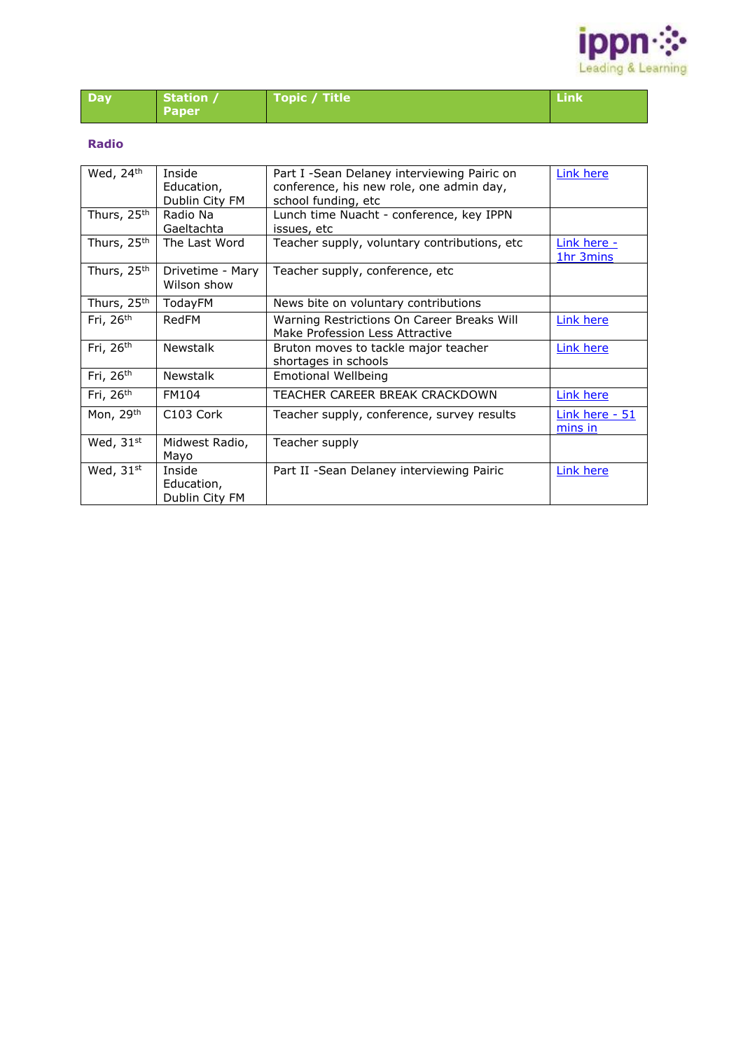| Day | Station / Paper | Topic / Title | Link |
|---|---|---|---|

**Radio**

| | | | |
|---|---|---|---|
| Wed, 24th | Inside Education, Dublin City FM | Part I -Sean Delaney interviewing Pairic on conference, his new role, one admin day, school funding, etc | Link here |
| Thurs, 25th | Radio Na Gaeltachta | Lunch time Nuacht - conference, key IPPN issues, etc | |
| Thurs, 25th | The Last Word | Teacher supply, voluntary contributions, etc | Link here - 1hr 3mins |
| Thurs, 25th | Drivetime - Mary Wilson show | Teacher supply, conference, etc | |
| Thurs, 25th | TodayFM | News bite on voluntary contributions | |
| Fri, 26th | RedFM | Warning Restrictions On Career Breaks Will Make Profession Less Attractive | Link here |
| Fri, 26th | Newstalk | Bruton moves to tackle major teacher shortages in schools | Link here |
| Fri, 26th | Newstalk | Emotional Wellbeing | |
| Fri, 26th | FM104 | TEACHER CAREER BREAK CRACKDOWN | Link here |
| Mon, 29th | C103 Cork | Teacher supply, conference, survey results | Link here - 51 mins in |
| Wed, 31st | Midwest Radio, Mayo | Teacher supply | |
| Wed, 31st | Inside Education, Dublin City FM | Part II -Sean Delaney interviewing Pairic | Link here |